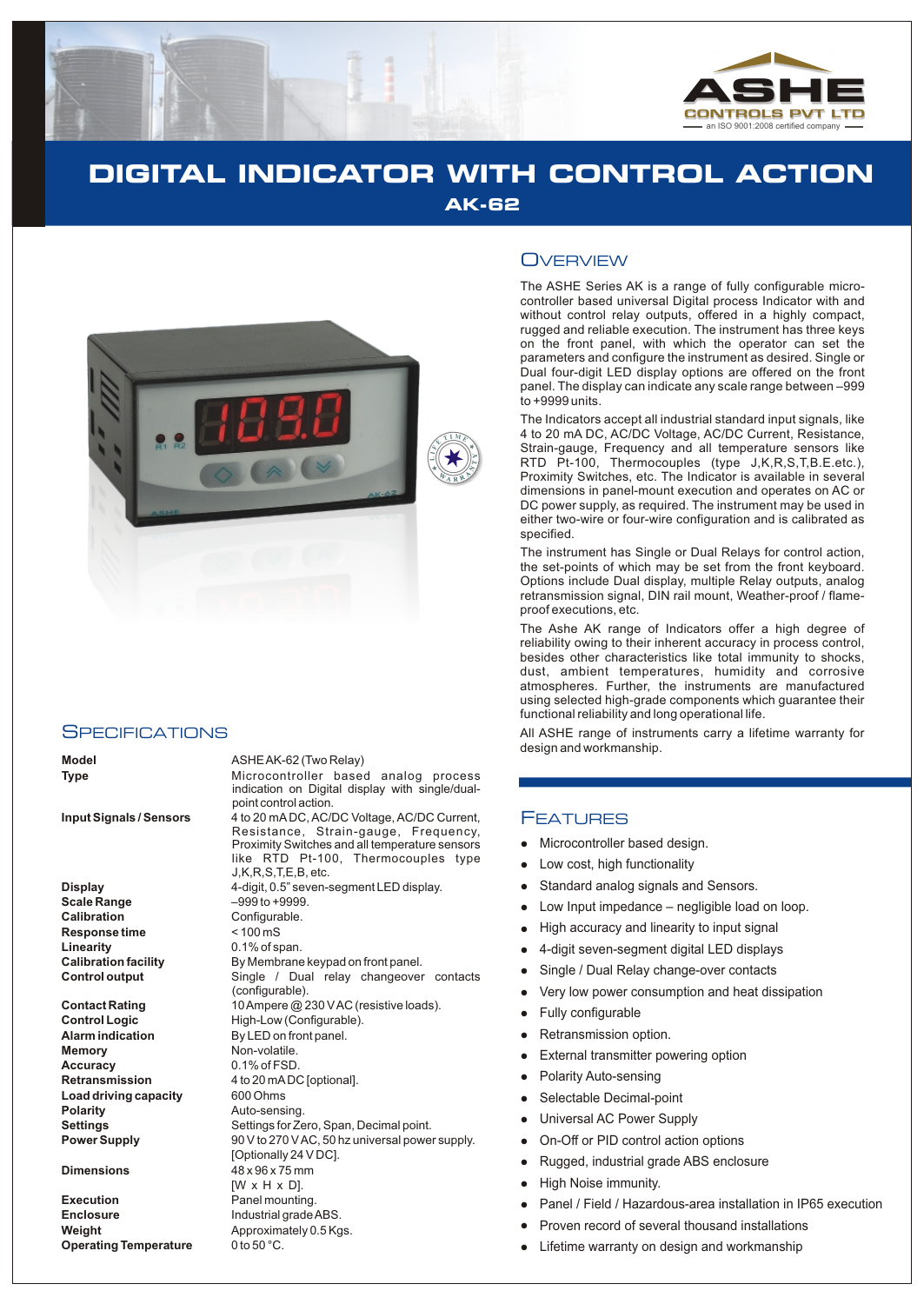# DIGITAL INDICATOR WITH CONTROL ACTION

## AK-62

## Overview

The ASHE Series AK is a range of fully configurable micro-controller based universal Digital process Indicator with and without control relay outputs, offered in a highly compact, rugged and reliable execution. The instrument has three keys on the front panel, with which the operator can set the parameters and configure the instrument as desired. Single or Dual four-digit LED display options are offered on the front panel. The display can indicate any scale range between –999 to +9999 units.

The Indicators accept all industrial standard input signals, like 4 to 20 mA DC, AC/DC Voltage, AC/DC Current, Resistance, Strain-gauge, Frequency and all temperature sensors like RTD Pt-100, Thermocouples (type J,K,R,S,T,B.E.etc.), Proximity Switches, etc. The Indicator is available in several dimensions in panel-mount execution and operates on AC or DC power supply, as required. The instrument may be used in either two-wire or four-wire configuration and is calibrated as specified.

The instrument has Single or Dual Relays for control action, the set-points of which may be set from the front keyboard. Options include Dual display, multiple Relay outputs, analog retransmission signal, DIN rail mount, Weather-proof / flame-proof executions, etc.

The Ashe AK range of Indicators offer a high degree of reliability owing to their inherent accuracy in process control, besides other characteristics like total immunity to shocks, dust, ambient temperatures, humidity and corrosive atmospheres. Further, the instruments are manufactured using selected high-grade components which guarantee their functional reliability and long operational life.

All ASHE range of instruments carry a lifetime warranty for design and workmanship.

## Specifications

| | |
|---|---|
| **Model** | ASHE AK-62 (Two Relay) |
| **Type** | Microcontroller based analog process indication on Digital display with single/dual-point control action. |
| **Input Signals / Sensors** | 4 to 20 mA DC, AC/DC Voltage, AC/DC Current, Resistance, Strain-gauge, Frequency, Proximity Switches and all temperature sensors like RTD Pt-100, Thermocouples type J,K,R,S,T,E,B, etc. |
| **Display** | 4-digit, 0.5" seven-segment LED display. |
| **Scale Range** | –999 to +9999. |
| **Calibration** | Configurable. |
| **Response time** | < 100 mS |
| **Linearity** | 0.1% of span. |
| **Calibration facility** | By Membrane keypad on front panel. |
| **Control output** | Single / Dual relay changeover contacts (configurable). |
| **Contact Rating** | 10 Ampere @ 230 V AC (resistive loads). |
| **Control Logic** | High-Low (Configurable). |
| **Alarm indication** | By LED on front panel. |
| **Memory** | Non-volatile. |
| **Accuracy** | 0.1% of FSD. |
| **Retransmission** | 4 to 20 mA DC [optional]. |
| **Load driving capacity** | 600 Ohms |
| **Polarity** | Auto-sensing. |
| **Settings** | Settings for Zero, Span, Decimal point. |
| **Power Supply** | 90 V to 270 V AC, 50 hz universal power supply. [Optionally 24 V DC]. |
| **Dimensions** | 48 x 96 x 75 mm [W x H x D]. |
| **Execution** | Panel mounting. |
| **Enclosure** | Industrial grade ABS. |
| **Weight** | Approximately 0.5 Kgs. |
| **Operating Temperature** | 0 to 50 °C. |

## Features

- Microcontroller based design.
- Low cost, high functionality
- Standard analog signals and Sensors.
- Low Input impedance – negligible load on loop.
- High accuracy and linearity to input signal
- 4-digit seven-segment digital LED displays
- Single / Dual Relay change-over contacts
- Very low power consumption and heat dissipation
- Fully configurable
- Retransmission option.
- External transmitter powering option
- Polarity Auto-sensing
- Selectable Decimal-point
- Universal AC Power Supply
- On-Off or PID control action options
- Rugged, industrial grade ABS enclosure
- High Noise immunity.
- Panel / Field / Hazardous-area installation in IP65 execution
- Proven record of several thousand installations
- Lifetime warranty on design and workmanship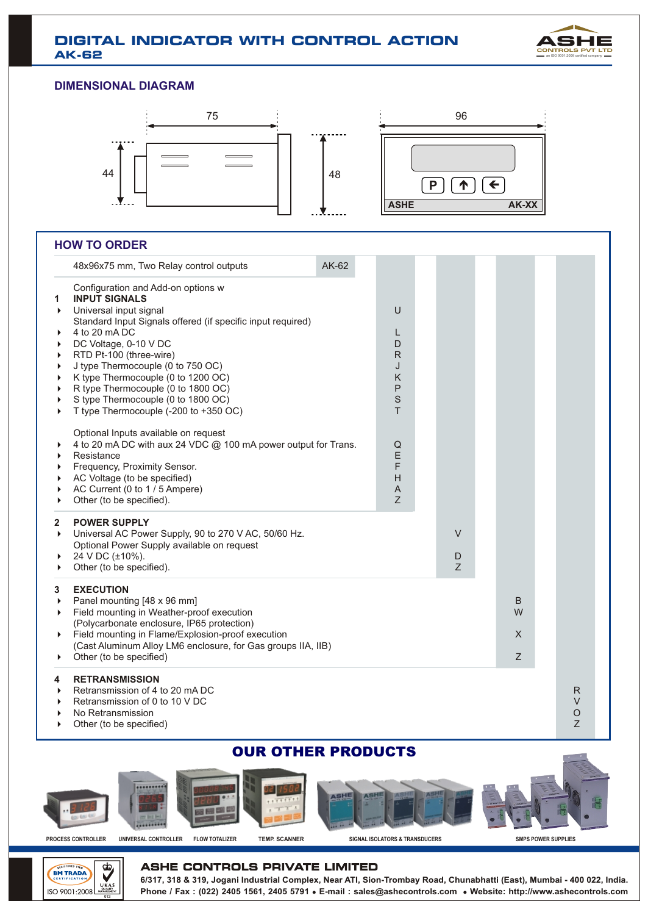# DIGITAL INDICATOR WITH CONTROL ACTION

## AK-62

ASHE CONTROLS PVT LTD
an ISO 9001:2008 certified company

## DIMENSIONAL DIAGRAM

75
44
48
96
P
ASHE
AK-XX

## HOW TO ORDER

| | | | | | | |
|---|---|---|---|---|---|---|
| | 48x96x75 mm, Two Relay control outputs | AK-62 | | | | |
| | Configuration and Add-on options w | | | | | |
| 1 | **INPUT SIGNALS** | | | | | |
| ‣ | Universal input signal | | U | | | |
| | Standard Input Signals offered (if specific input required) | | | | | |
| ‣ | 4 to 20 mA DC | | L | | | |
| ‣ | DC Voltage, 0-10 V DC | | D | | | |
| ‣ | RTD Pt-100 (three-wire) | | R | | | |
| ‣ | J type Thermocouple (0 to 750 OC) | | J | | | |
| ‣ | K type Thermocouple (0 to 1200 OC) | | K | | | |
| ‣ | R type Thermocouple (0 to 1800 OC) | | P | | | |
| ‣ | S type Thermocouple (0 to 1800 OC) | | S | | | |
| ‣ | T type Thermocouple (-200 to +350 OC) | | T | | | |
| | Optional Inputs available on request | | | | | |
| ‣ | 4 to 20 mA DC with aux 24 VDC @ 100 mA power output for Trans. | | Q | | | |
| ‣ | Resistance | | E | | | |
| ‣ | Frequency, Proximity Sensor. | | F | | | |
| ‣ | AC Voltage (to be specified) | | H | | | |
| ‣ | AC Current (0 to 1 / 5 Ampere) | | A | | | |
| ‣ | Other (to be specified). | | Z | | | |
| 2 | **POWER SUPPLY** | | | | | |
| ‣ | Universal AC Power Supply, 90 to 270 V AC, 50/60 Hz. | | | V | | |
| | Optional Power Supply available on request | | | | | |
| ‣ | 24 V DC (±10%). | | | D | | |
| ‣ | Other (to be specified). | | | Z | | |
| 3 | **EXECUTION** | | | | | |
| ‣ | Panel mounting [48 x 96 mm] | | | | B | |
| ‣ | Field mounting in Weather-proof execution (Polycarbonate enclosure, IP65 protection) | | | | W | |
| ‣ | Field mounting in Flame/Explosion-proof execution (Cast Aluminum Alloy LM6 enclosure, for Gas groups IIA, IIB) | | | | X | |
| ‣ | Other (to be specified) | | | | Z | |
| 4 | **RETRANSMISSION** | | | | | |
| ‣ | Retransmission of 4 to 20 mA DC | | | | | R |
| ‣ | Retransmission of 0 to 10 V DC | | | | | V |
| ‣ | No Retransmission | | | | | O |
| ‣ | Other (to be specified) | | | | | Z |

## OUR OTHER PRODUCTS

PROCESS CONTROLLER · UNIVERSAL CONTROLLER · FLOW TOTALIZER · TEMP. SCANNER · SIGNAL ISOLATORS & TRANSDUCERS · SMPS POWER SUPPLIES

**ASHE CONTROLS PRIVATE LIMITED**

**6/317, 318 & 319, Jogani Industrial Complex, Near ATI, Sion-Trombay Road, Chunabhatti (East), Mumbai - 400 022, India.**

**Phone / Fax : (022) 2405 1561, 2405 5791 • E-mail : sales@ashecontrols.com • Website: http://www.ashecontrols.com**

BM TRADA CERTIFICATION · UKAS · ISO 9001:2008